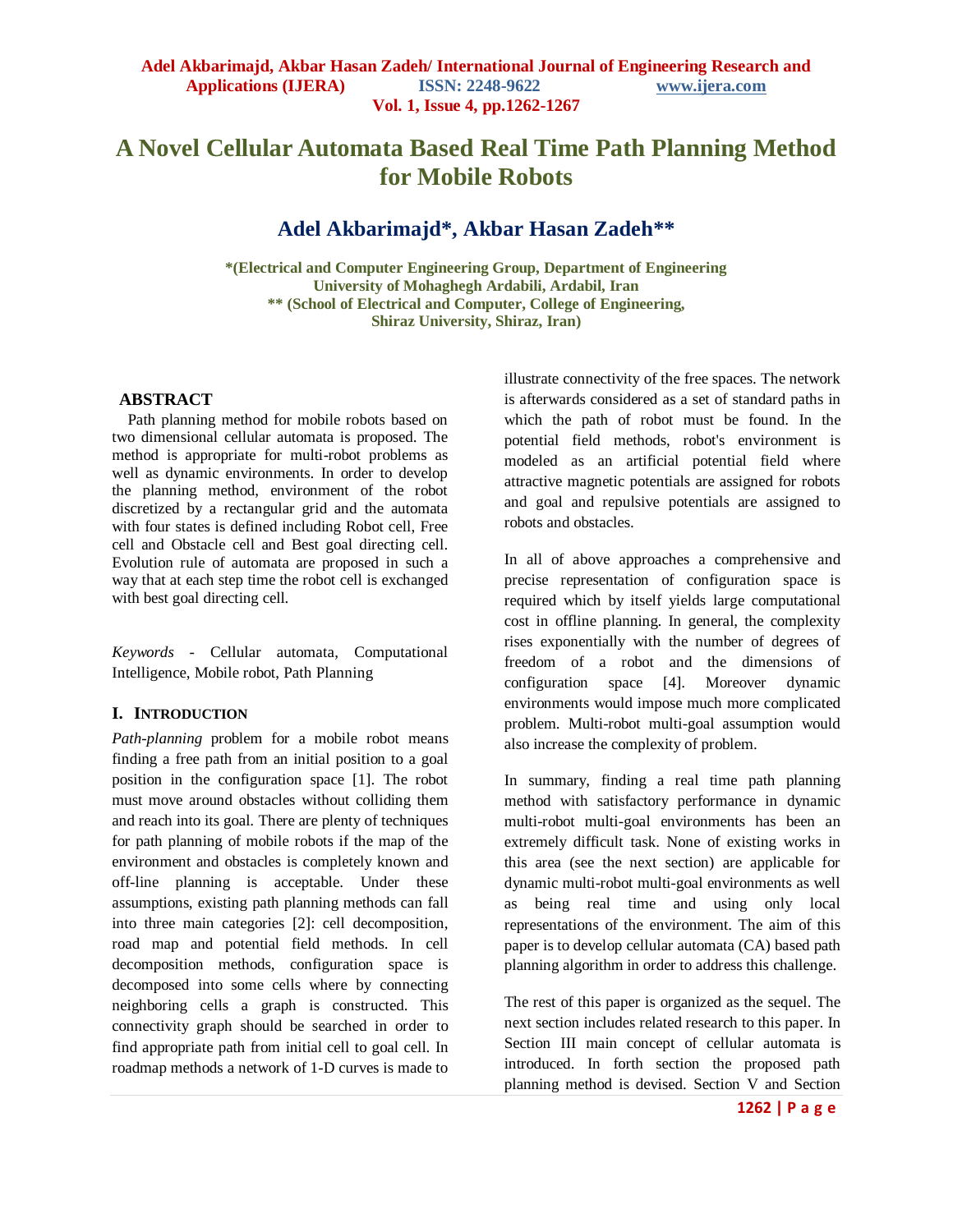# A Novel Cellular Automata Based Real Time Path Planning Method for Mobile Robots

## Adel Akbarimajd*, Akbar Hasan Zadeh**

***(Electrical and Computer Engineering Group, Department of Engineering University of Mohaghegh Ardabili, Ardabil, Iran**
**** (School of Electrical and Computer, College of Engineering, Shiraz University, Shiraz, Iran)**

### ABSTRACT

Path planning method for mobile robots based on two dimensional cellular automata is proposed. The method is appropriate for multi-robot problems as well as dynamic environments. In order to develop the planning method, environment of the robot discretized by a rectangular grid and the automata with four states is defined including Robot cell, Free cell and Obstacle cell and Best goal directing cell. Evolution rule of automata are proposed in such a way that at each step time the robot cell is exchanged with best goal directing cell.

*Keywords* - Cellular automata, Computational Intelligence, Mobile robot, Path Planning

### I. INTRODUCTION

*Path-planning* problem for a mobile robot means finding a free path from an initial position to a goal position in the configuration space [1]. The robot must move around obstacles without colliding them and reach into its goal. There are plenty of techniques for path planning of mobile robots if the map of the environment and obstacles is completely known and off-line planning is acceptable. Under these assumptions, existing path planning methods can fall into three main categories [2]: cell decomposition, road map and potential field methods. In cell decomposition methods, configuration space is decomposed into some cells where by connecting neighboring cells a graph is constructed. This connectivity graph should be searched in order to find appropriate path from initial cell to goal cell. In roadmap methods a network of 1-D curves is made to illustrate connectivity of the free spaces. The network is afterwards considered as a set of standard paths in which the path of robot must be found. In the potential field methods, robot's environment is modeled as an artificial potential field where attractive magnetic potentials are assigned for robots and goal and repulsive potentials are assigned to robots and obstacles.

In all of above approaches a comprehensive and precise representation of configuration space is required which by itself yields large computational cost in offline planning. In general, the complexity rises exponentially with the number of degrees of freedom of a robot and the dimensions of configuration space [4]. Moreover dynamic environments would impose much more complicated problem. Multi-robot multi-goal assumption would also increase the complexity of problem.

In summary, finding a real time path planning method with satisfactory performance in dynamic multi-robot multi-goal environments has been an extremely difficult task. None of existing works in this area (see the next section) are applicable for dynamic multi-robot multi-goal environments as well as being real time and using only local representations of the environment. The aim of this paper is to develop cellular automata (CA) based path planning algorithm in order to address this challenge.

The rest of this paper is organized as the sequel. The next section includes related research to this paper. In Section III main concept of cellular automata is introduced. In forth section the proposed path planning method is devised. Section V and Section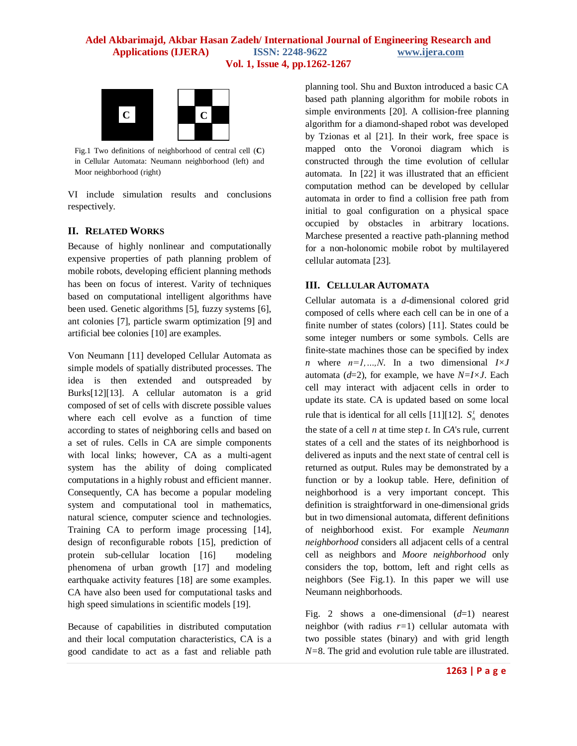Fig.1 Two definitions of neighborhood of central cell (**C**) in Cellular Automata: Neumann neighborhood (left) and Moor neighborhood (right)

VI include simulation results and conclusions respectively.

## II. Related Works

Because of highly nonlinear and computationally expensive properties of path planning problem of mobile robots, developing efficient planning methods has been on focus of interest. Varity of techniques based on computational intelligent algorithms have been used. Genetic algorithms [5], fuzzy systems [6], ant colonies [7], particle swarm optimization [9] and artificial bee colonies [10] are examples.

Von Neumann [11] developed Cellular Automata as simple models of spatially distributed processes. The idea is then extended and outspreaded by Burks[12][13]. A cellular automaton is a grid composed of set of cells with discrete possible values where each cell evolve as a function of time according to states of neighboring cells and based on a set of rules. Cells in CA are simple components with local links; however, CA as a multi-agent system has the ability of doing complicated computations in a highly robust and efficient manner. Consequently, CA has become a popular modeling system and computational tool in mathematics, natural science, computer science and technologies. Training CA to perform image processing [14], design of reconfigurable robots [15], prediction of protein sub-cellular location [16] modeling phenomena of urban growth [17] and modeling earthquake activity features [18] are some examples. CA have also been used for computational tasks and high speed simulations in scientific models [19].

Because of capabilities in distributed computation and their local computation characteristics, CA is a good candidate to act as a fast and reliable path planning tool. Shu and Buxton introduced a basic CA based path planning algorithm for mobile robots in simple environments [20]. A collision-free planning algorithm for a diamond-shaped robot was developed by Tzionas et al [21]. In their work, free space is mapped onto the Voronoi diagram which is constructed through the time evolution of cellular automata. In [22] it was illustrated that an efficient computation method can be developed by cellular automata in order to find a collision free path from initial to goal configuration on a physical space occupied by obstacles in arbitrary locations. Marchese presented a reactive path-planning method for a non-holonomic mobile robot by multilayered cellular automata [23].

## III. Cellular Automata

Cellular automata is a *d*-dimensional colored grid composed of cells where each cell can be in one of a finite number of states (colors) [11]. States could be some integer numbers or some symbols. Cells are finite-state machines those can be specified by index $n$ where $n=1,\ldots,N$. In a two dimensional $I\times J$ automata ($d$=2), for example, we have $N=I\times J$. Each cell may interact with adjacent cells in order to update its state. CA is updated based on some local rule that is identical for all cells [11][12]. $S_n^t$ denotes the state of a cell $n$ at time step $t$. In *CA*'s rule, current states of a cell and the states of its neighborhood is delivered as inputs and the next state of central cell is returned as output. Rules may be demonstrated by a function or by a lookup table. Here, definition of neighborhood is a very important concept. This definition is straightforward in one-dimensional grids but in two dimensional automata, different definitions of neighborhood exist. For example *Neumann neighborhood* considers all adjacent cells of a central cell as neighbors and *Moore neighborhood* only considers the top, bottom, left and right cells as neighbors (See Fig.1). In this paper we will use Neumann neighborhoods.

Fig. 2 shows a one-dimensional ($d$=1) nearest neighbor (with radius $r$=1) cellular automata with two possible states (binary) and with grid length $N$=8. The grid and evolution rule table are illustrated.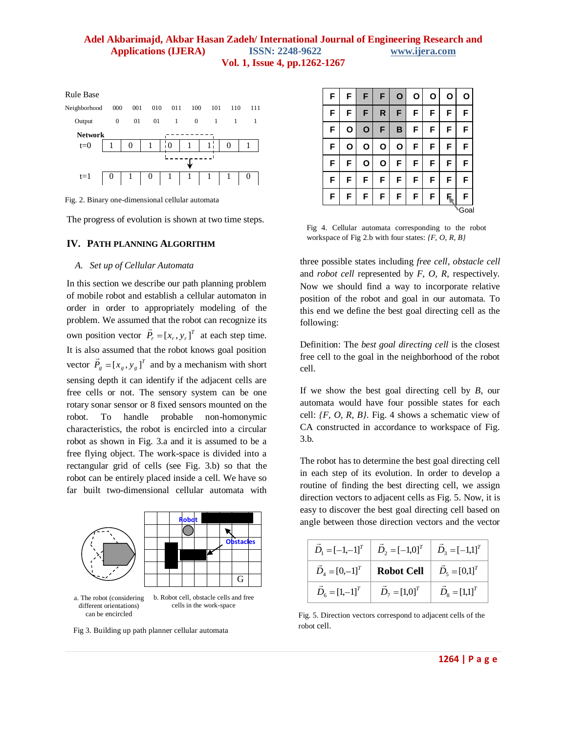Rule Base

| Neighborhood | 000 | 001 | 010 | 011 | 100 | 101 | 110 | 111 |
|---|---|---|---|---|---|---|---|---|
| Output | 0 | 01 | 01 | 1 | 0 | 1 | 1 | 1 |

Network

| | | | | | | | | |
|---|---|---|---|---|---|---|---|---|
| t=0 | 1 | 0 | 1 | 0 | 1 | 1 | 0 | 1 |
| t=1 | 0 | 1 | 0 | 1 | 1 | 1 | 1 | 0 |

Fig. 2. Binary one-dimensional cellular automata

The progress of evolution is shown at two time steps.

## IV. PATH PLANNING ALGORITHM

### *A. Set up of Cellular Automata*

In this section we describe our path planning problem of mobile robot and establish a cellular automaton in order in order to appropriately modeling of the problem. We assumed that the robot can recognize its own position vector $\vec{P}_r = [x_r, y_r]^T$ at each step time. It is also assumed that the robot knows goal position vector $\vec{P}_g = [x_g, y_g]^T$ and by a mechanism with short sensing depth it can identify if the adjacent cells are free cells or not. The sensory system can be one rotary sonar sensor or 8 fixed sensors mounted on the robot. To handle probable non-homonymic characteristics, the robot is encircled into a circular robot as shown in Fig. 3.a and it is assumed to be a free flying object. The work-space is divided into a rectangular grid of cells (see Fig. 3.b) so that the robot can be entirely placed inside a cell. We have so far built two-dimensional cellular automata with

a. The robot (considering different orientations) can be encircled

b. Robot cell, obstacle cells and free cells in the work-space

Fig 3. Building up path planner cellular automata

| | | | | | | | | |
|---|---|---|---|---|---|---|---|---|
| F | F | F | F | O | O | O | O | O |
| F | F | F | R | F | F | F | F | F |
| F | O | O | F | B | F | F | F | F |
| F | O | O | O | O | F | F | F | F |
| F | F | O | O | F | F | F | F | F |
| F | F | F | F | F | F | F | F | F |
| F | F | F | F | F | F | F | F (Goal) | F |

Fig 4. Cellular automata corresponding to the robot workspace of Fig 2.b with four states: *{F, O, R, B}*

three possible states including *free cell*, *obstacle cell* and *robot cell* represented by *F*, *O*, *R*, respectively. Now we should find a way to incorporate relative position of the robot and goal in our automata. To this end we define the best goal directing cell as the following:

Definition: The *best goal directing cell* is the closest free cell to the goal in the neighborhood of the robot cell.

If we show the best goal directing cell by *B*, our automata would have four possible states for each cell: *{F, O, R, B}*. Fig. 4 shows a schematic view of CA constructed in accordance to workspace of Fig. 3.b.

The robot has to determine the best goal directing cell in each step of its evolution. In order to develop a routine of finding the best directing cell, we assign direction vectors to adjacent cells as Fig. 5. Now, it is easy to discover the best goal directing cell based on angle between those direction vectors and the vector

| | | |
|---|---|---|
| $\vec{D}_1 = [-1,-1]^T$ | $\vec{D}_2 = [-1,0]^T$ | $\vec{D}_3 = [-1,1]^T$ |
| $\vec{D}_4 = [0,-1]^T$ | **Robot Cell** | $\vec{D}_5 = [0,1]^T$ |
| $\vec{D}_6 = [1,-1]^T$ | $\vec{D}_7 = [1,0]^T$ | $\vec{D}_8 = [1,1]^T$ |

Fig. 5. Direction vectors correspond to adjacent cells of the robot cell.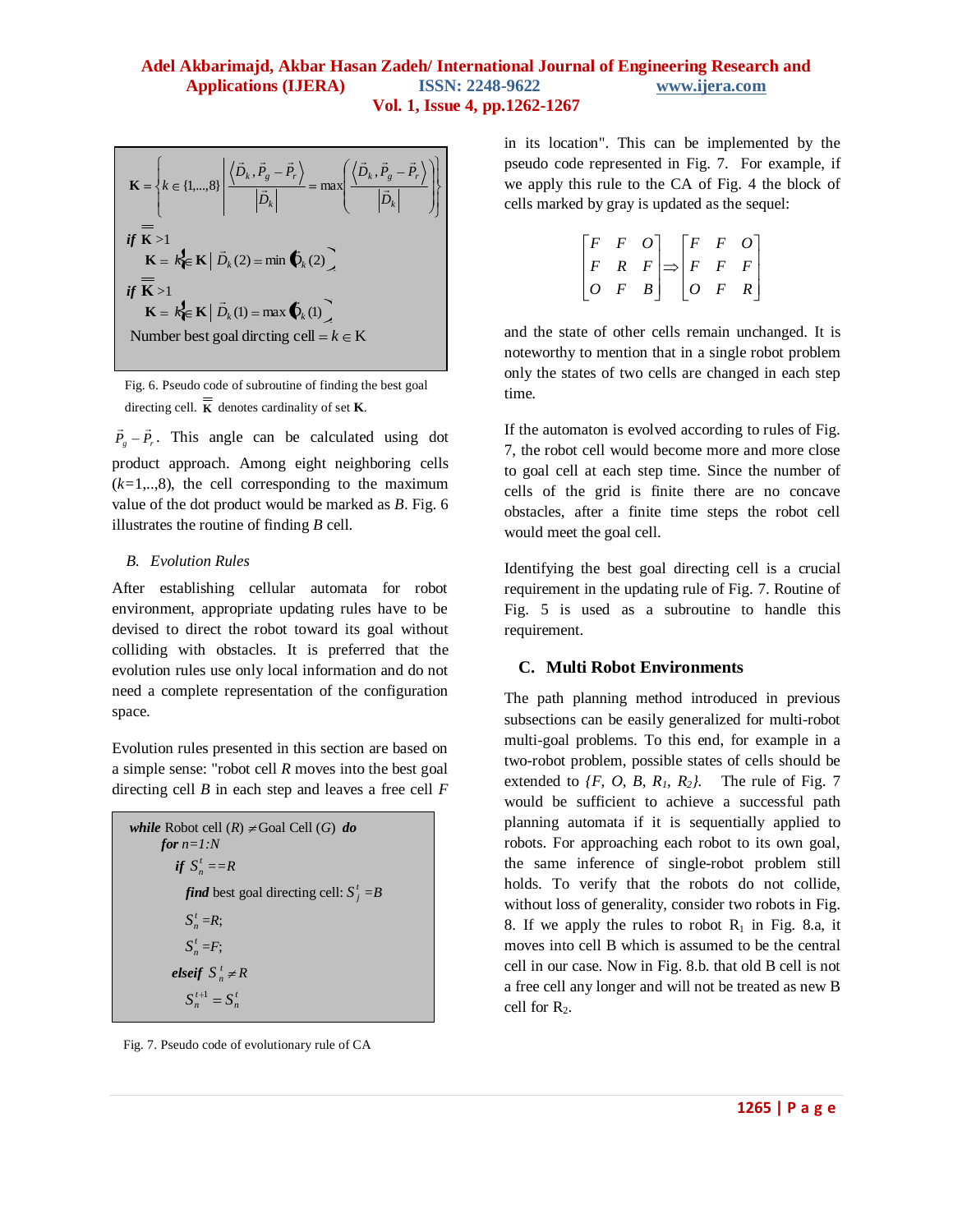$$\mathbf{K} = \left\{ k \in \{1,...,8\} \;\middle|\; \frac{\left\langle \vec{D}_k, \vec{P}_g - \vec{P}_r \right\rangle}{\left|\vec{D}_k\right|} = \max\left( \frac{\left\langle \vec{D}_k, \vec{P}_g - \vec{P}_r \right\rangle}{\left|\vec{D}_k\right|} \right) \right\}$$

*if* $\overline{\overline{\mathbf{K}}} > 1$

$\mathbf{K} = \{ k \in \mathbf{K} \mid \vec{D}_k(2) = \min(\vec{D}_k(2)) \}$

*if* $\overline{\overline{\mathbf{K}}} > 1$

$\mathbf{K} = \{ k \in \mathbf{K} \mid \vec{D}_k(1) = \max(\vec{D}_k(1)) \}$

Number best goal dircting cell $= k \in \mathrm{K}$

Fig. 6. Pseudo code of subroutine of finding the best goal directing cell. $\overline{\overline{\mathbf{K}}}$ denotes cardinality of set $\mathbf{K}$.

$\vec{P}_g - \vec{P}_r$. This angle can be calculated using dot product approach. Among eight neighboring cells ($k$=1,..,8), the cell corresponding to the maximum value of the dot product would be marked as $B$. Fig. 6 illustrates the routine of finding $B$ cell.

### *B. Evolution Rules*

After establishing cellular automata for robot environment, appropriate updating rules have to be devised to direct the robot toward its goal without colliding with obstacles. It is preferred that the evolution rules use only local information and do not need a complete representation of the configuration space.

Evolution rules presented in this section are based on a simple sense: "robot cell $R$ moves into the best goal directing cell $B$ in each step and leaves a free cell $F$ in its location". This can be implemented by the pseudo code represented in Fig. 7. For example, if we apply this rule to the CA of Fig. 4 the block of cells marked by gray is updated as the sequel:

```
while Robot cell (R) ≠ Goal Cell (G) do
    for n=1:N
        if S_n^t == R
            find best goal directing cell: S_j^t = B
            S_n^t = R;
            S_n^t = F;
        elseif S_n^t ≠ R
            S_n^{t+1} = S_n^t
```

Fig. 7. Pseudo code of evolutionary rule of CA

$$\begin{bmatrix} F & F & O \\ F & R & F \\ O & F & B \end{bmatrix} \Rightarrow \begin{bmatrix} F & F & O \\ F & F & F \\ O & F & R \end{bmatrix}$$

and the state of other cells remain unchanged. It is noteworthy to mention that in a single robot problem only the states of two cells are changed in each step time.

If the automaton is evolved according to rules of Fig. 7, the robot cell would become more and more close to goal cell at each step time. Since the number of cells of the grid is finite there are no concave obstacles, after a finite time steps the robot cell would meet the goal cell.

Identifying the best goal directing cell is a crucial requirement in the updating rule of Fig. 7. Routine of Fig. 5 is used as a subroutine to handle this requirement.

### C. Multi Robot Environments

The path planning method introduced in previous subsections can be easily generalized for multi-robot multi-goal problems. To this end, for example in a two-robot problem, possible states of cells should be extended to $\{F, O, B, R_1, R_2\}$. The rule of Fig. 7 would be sufficient to achieve a successful path planning automata if it is sequentially applied to robots. For approaching each robot to its own goal, the same inference of single-robot problem still holds. To verify that the robots do not collide, without loss of generality, consider two robots in Fig. 8. If we apply the rules to robot $R_1$ in Fig. 8.a, it moves into cell B which is assumed to be the central cell in our case. Now in Fig. 8.b. that old B cell is not a free cell any longer and will not be treated as new B cell for $R_2$.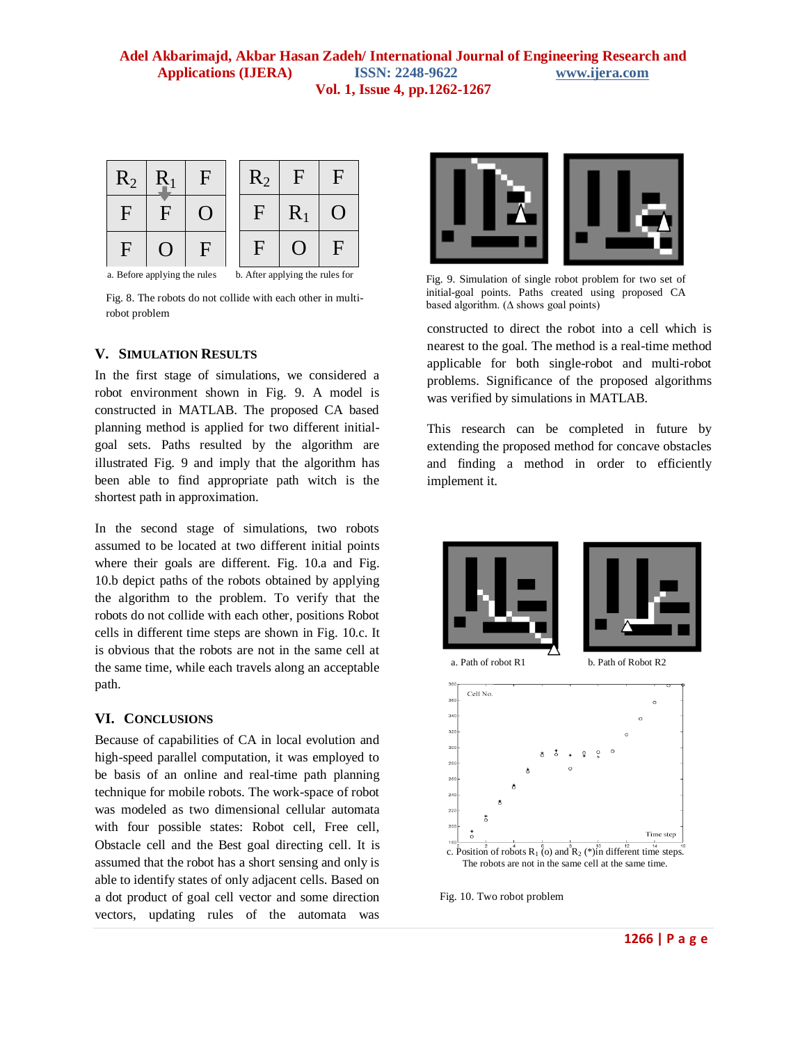| $R_2$ | $R_1$ | F |
|---|---|---|
| F | F | O |
| F | O | F |

a. Before applying the rules

| $R_2$ | F | F |
|---|---|---|
| F | $R_1$ | O |
| F | O | F |

b. After applying the rules for

Fig. 8. The robots do not collide with each other in multi-robot problem

## V. Simulation Results

In the first stage of simulations, we considered a robot environment shown in Fig. 9. A model is constructed in MATLAB. The proposed CA based planning method is applied for two different initial-goal sets. Paths resulted by the algorithm are illustrated Fig. 9 and imply that the algorithm has been able to find appropriate path witch is the shortest path in approximation.

In the second stage of simulations, two robots assumed to be located at two different initial points where their goals are different. Fig. 10.a and Fig. 10.b depict paths of the robots obtained by applying the algorithm to the problem. To verify that the robots do not collide with each other, positions Robot cells in different time steps are shown in Fig. 10.c. It is obvious that the robots are not in the same cell at the same time, while each travels along an acceptable path.

## VI. Conclusions

Because of capabilities of CA in local evolution and high-speed parallel computation, it was employed to be basis of an online and real-time path planning technique for mobile robots. The work-space of robot was modeled as two dimensional cellular automata with four possible states: Robot cell, Free cell, Obstacle cell and the Best goal directing cell. It is assumed that the robot has a short sensing and only is able to identify states of only adjacent cells. Based on a dot product of goal cell vector and some direction vectors, updating rules of the automata was constructed to direct the robot into a cell which is nearest to the goal. The method is a real-time method applicable for both single-robot and multi-robot problems. Significance of the proposed algorithms was verified by simulations in MATLAB.

This research can be completed in future by extending the proposed method for concave obstacles and finding a method in order to efficiently implement it.

Fig. 9. Simulation of single robot problem for two set of initial-goal points. Paths created using proposed CA based algorithm. (Δ shows goal points)

a. Path of robot R1

b. Path of Robot R2

c. Position of robots $R_1$ (o) and $R_2$ (*)in different time steps. The robots are not in the same cell at the same time.

Fig. 10. Two robot problem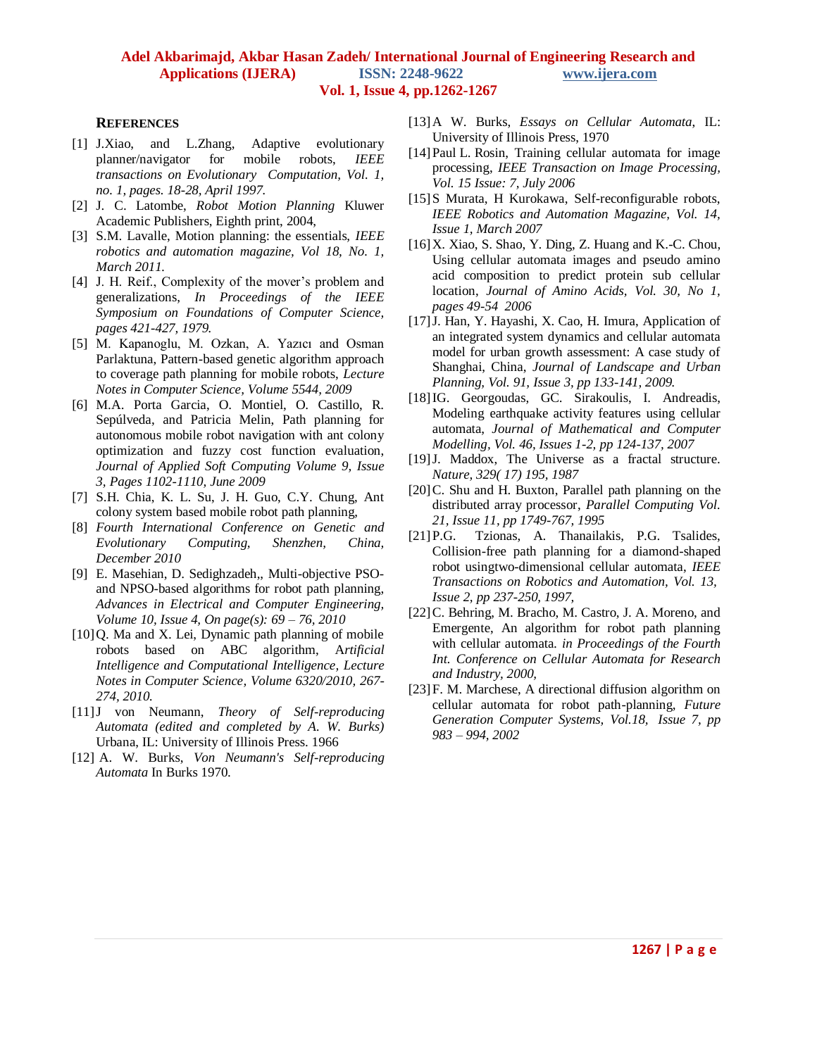## REFERENCES

[1] J.Xiao, and L.Zhang, Adaptive evolutionary planner/navigator for mobile robots, *IEEE transactions on Evolutionary Computation, Vol. 1, no. 1, pages. 18-28, April 1997.*

[2] J. C. Latombe, *Robot Motion Planning* Kluwer Academic Publishers, Eighth print, 2004,

[3] S.M. Lavalle, Motion planning: the essentials, *IEEE robotics and automation magazine, Vol 18, No. 1, March 2011.*

[4] J. H. Reif., Complexity of the mover's problem and generalizations, *In Proceedings of the IEEE Symposium on Foundations of Computer Science, pages 421-427, 1979.*

[5] M. Kapanoglu, M. Ozkan, A. Yazıcı and Osman Parlaktuna, Pattern-based genetic algorithm approach to coverage path planning for mobile robots, *Lecture Notes in Computer Science, Volume 5544, 2009*

[6] M.A. Porta Garcia, O. Montiel, O. Castillo, R. Sepúlveda, and Patricia Melin, Path planning for autonomous mobile robot navigation with ant colony optimization and fuzzy cost function evaluation, *Journal of Applied Soft Computing Volume 9, Issue 3, Pages 1102-1110, June 2009*

[7] S.H. Chia, K. L. Su, J. H. Guo, C.Y. Chung, Ant colony system based mobile robot path planning,

[8] *Fourth International Conference on Genetic and Evolutionary Computing, Shenzhen, China, December 2010*

[9] E. Masehian, D. Sedighzadeh,, Multi-objective PSO- and NPSO-based algorithms for robot path planning, *Advances in Electrical and Computer Engineering, Volume 10, Issue 4, On page(s): 69 – 76, 2010*

[10] Q. Ma and X. Lei, Dynamic path planning of mobile robots based on ABC algorithm, A*rtificial Intelligence and Computational Intelligence, Lecture Notes in Computer Science, Volume 6320/2010, 267-274, 2010.*

[11] J von Neumann, *Theory of Self-reproducing Automata (edited and completed by A. W. Burks)* Urbana, IL: University of Illinois Press. 1966

[12] A. W. Burks, *Von Neumann's Self-reproducing Automata* In Burks 1970.

[13] A W. Burks, *Essays on Cellular Automata,* IL: University of Illinois Press, 1970

[14] Paul L. Rosin, Training cellular automata for image processing, *IEEE Transaction on Image Processing, Vol. 15 Issue: 7, July 2006*

[15] S Murata, H Kurokawa, Self-reconfigurable robots, *IEEE Robotics and Automation Magazine, Vol. 14, Issue 1, March 2007*

[16] X. Xiao, S. Shao, Y. Ding, Z. Huang and K.-C. Chou, Using cellular automata images and pseudo amino acid composition to predict protein sub cellular location, *Journal of Amino Acids, Vol. 30, No 1, pages 49-54 2006*

[17] J. Han, Y. Hayashi, X. Cao, H. Imura, Application of an integrated system dynamics and cellular automata model for urban growth assessment: A case study of Shanghai, China, *Journal of Landscape and Urban Planning, Vol. 91, Issue 3, pp 133-141, 2009.*

[18] IG. Georgoudas, GC. Sirakoulis, I. Andreadis, Modeling earthquake activity features using cellular automata, *Journal of Mathematical and Computer Modelling, Vol. 46, Issues 1-2, pp 124-137, 2007*

[19] J. Maddox, The Universe as a fractal structure. *Nature, 329( 17) 195, 1987*

[20] C. Shu and H. Buxton, Parallel path planning on the distributed array processor, *Parallel Computing Vol. 21, Issue 11, pp 1749-767, 1995*

[21] P.G. Tzionas, A. Thanailakis, P.G. Tsalides, Collision-free path planning for a diamond-shaped robot usingtwo-dimensional cellular automata, *IEEE Transactions on Robotics and Automation, Vol. 13, Issue 2, pp 237-250, 1997,*

[22] C. Behring, M. Bracho, M. Castro, J. A. Moreno, and Emergente, An algorithm for robot path planning with cellular automata. *in Proceedings of the Fourth Int. Conference on Cellular Automata for Research and Industry, 2000,*

[23] F. M. Marchese, A directional diffusion algorithm on cellular automata for robot path-planning, *Future Generation Computer Systems, Vol.18, Issue 7, pp 983 – 994, 2002*